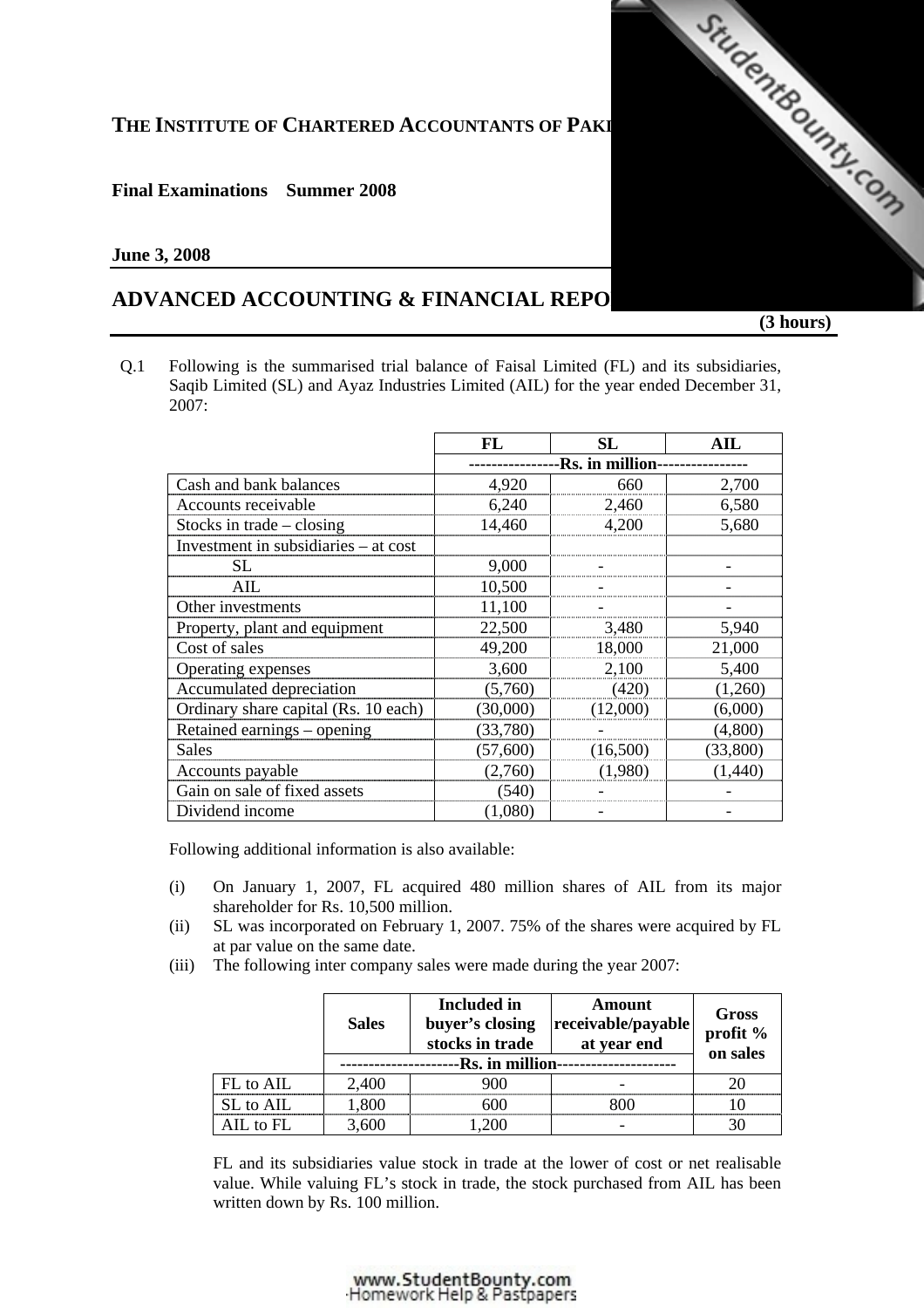**THE INSTITUTE OF CHARTERED ACCOUNTANTS OF PAKI**

**Final Examinations Summer 2008**

**June 3, 2008**

# ADVANCED ACCOUNTING & FINANCIAL REPO

**(3 hours)**

Q.1 Following is the summarised trial balance of Faisal Limited (FL) and its subsidiaries, Saqib Limited (SL) and Ayaz Industries Limited (AIL) for the year ended December 31, 2007:

| | FL | SL | AIL |
|---|---|---|---|
| | ----------------Rs. in million---------------- | | |
| Cash and bank balances | 4,920 | 660 | 2,700 |
| Accounts receivable | 6,240 | 2,460 | 6,580 |
| Stocks in trade – closing | 14,460 | 4,200 | 5,680 |
| Investment in subsidiaries – at cost | | | |
| SL | 9,000 | - | - |
| AIL | 10,500 | - | - |
| Other investments | 11,100 | - | - |
| Property, plant and equipment | 22,500 | 3,480 | 5,940 |
| Cost of sales | 49,200 | 18,000 | 21,000 |
| Operating expenses | 3,600 | 2,100 | 5,400 |
| Accumulated depreciation | (5,760) | (420) | (1,260) |
| Ordinary share capital (Rs. 10 each) | (30,000) | (12,000) | (6,000) |
| Retained earnings – opening | (33,780) | - | (4,800) |
| Sales | (57,600) | (16,500) | (33,800) |
| Accounts payable | (2,760) | (1,980) | (1,440) |
| Gain on sale of fixed assets | (540) | - | - |
| Dividend income | (1,080) | - | - |

Following additional information is also available:

(i) On January 1, 2007, FL acquired 480 million shares of AIL from its major shareholder for Rs. 10,500 million.

(ii) SL was incorporated on February 1, 2007. 75% of the shares were acquired by FL at par value on the same date.

(iii) The following inter company sales were made during the year 2007:

| | Sales | Included in buyer's closing stocks in trade | Amount receivable/payable at year end | Gross profit % on sales |
|---|---|---|---|---|
| | ---------------------Rs. in million--------------------- | | | |
| FL to AIL | 2,400 | 900 | - | 20 |
| SL to AIL | 1,800 | 600 | 800 | 10 |
| AIL to FL | 3,600 | 1,200 | - | 30 |

FL and its subsidiaries value stock in trade at the lower of cost or net realisable value. While valuing FL's stock in trade, the stock purchased from AIL has been written down by Rs. 100 million.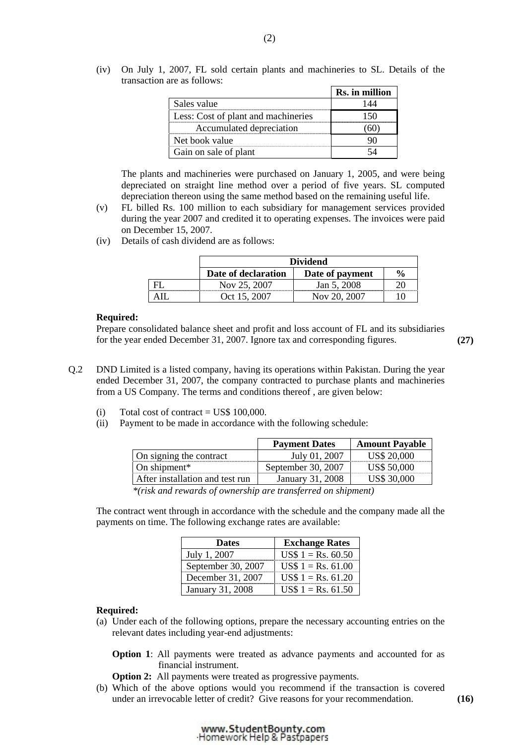(iv) On July 1, 2007, FL sold certain plants and machineries to SL. Details of the transaction are as follows:

| | Rs. in million |
|---|---|
| Sales value | 144 |
| Less: Cost of plant and machineries | 150 |
| Accumulated depreciation | (60) |
| Net book value | 90 |
| Gain on sale of plant | 54 |

The plants and machineries were purchased on January 1, 2005, and were being depreciated on straight line method over a period of five years. SL computed depreciation thereon using the same method based on the remaining useful life.

(v) FL billed Rs. 100 million to each subsidiary for management services provided during the year 2007 and credited it to operating expenses. The invoices were paid on December 15, 2007.

(iv) Details of cash dividend are as follows:

| | Dividend | | |
|---|---|---|---|
| | Date of declaration | Date of payment | % |
| FL | Nov 25, 2007 | Jan 5, 2008 | 20 |
| AIL | Oct 15, 2007 | Nov 20, 2007 | 10 |

**Required:**

Prepare consolidated balance sheet and profit and loss account of FL and its subsidiaries for the year ended December 31, 2007. Ignore tax and corresponding figures. **(27)**

Q.2 DND Limited is a listed company, having its operations within Pakistan. During the year ended December 31, 2007, the company contracted to purchase plants and machineries from a US Company. The terms and conditions thereof , are given below:

(i) Total cost of contract = US$ 100,000.

(ii) Payment to be made in accordance with the following schedule:

| | Payment Dates | Amount Payable |
|---|---|---|
| On signing the contract | July 01, 2007 | US$ 20,000 |
| On shipment* | September 30, 2007 | US$ 50,000 |
| After installation and test run | January 31, 2008 | US$ 30,000 |

*\*(risk and rewards of ownership are transferred on shipment)*

The contract went through in accordance with the schedule and the company made all the payments on time. The following exchange rates are available:

| Dates | Exchange Rates |
|---|---|
| July 1, 2007 | US$ 1 = Rs. 60.50 |
| September 30, 2007 | US$ 1 = Rs. 61.00 |
| December 31, 2007 | US$ 1 = Rs. 61.20 |
| January 31, 2008 | US$ 1 = Rs. 61.50 |

**Required:**

(a) Under each of the following options, prepare the necessary accounting entries on the relevant dates including year-end adjustments:

**Option 1**: All payments were treated as advance payments and accounted for as financial instrument.

**Option 2:** All payments were treated as progressive payments.

(b) Which of the above options would you recommend if the transaction is covered under an irrevocable letter of credit? Give reasons for your recommendation. **(16)**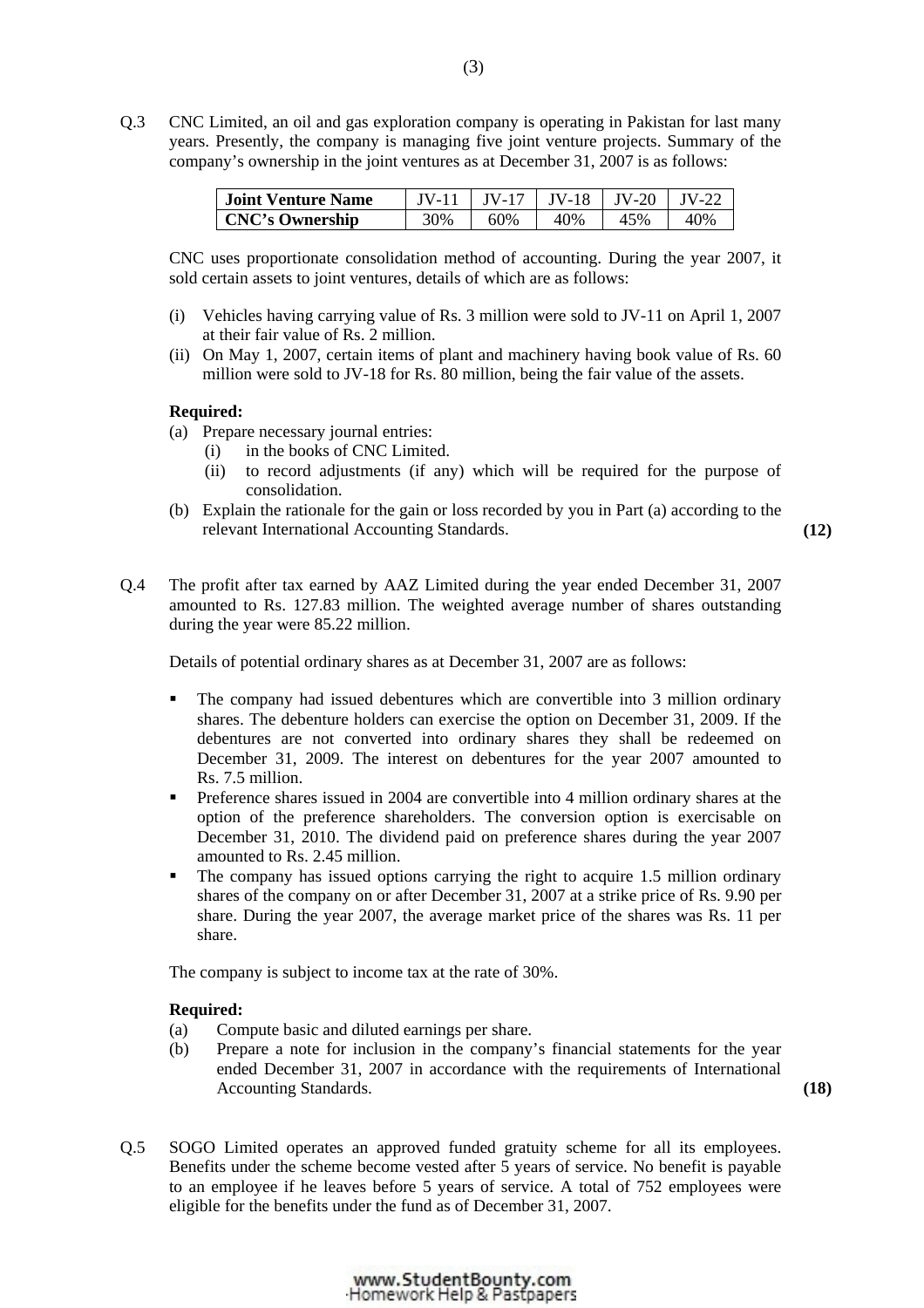Q.3 CNC Limited, an oil and gas exploration company is operating in Pakistan for last many years. Presently, the company is managing five joint venture projects. Summary of the company's ownership in the joint ventures as at December 31, 2007 is as follows:

| **Joint Venture Name** | JV-11 | JV-17 | JV-18 | JV-20 | JV-22 |
|---|---|---|---|---|---|
| **CNC's Ownership** | 30% | 60% | 40% | 45% | 40% |

CNC uses proportionate consolidation method of accounting. During the year 2007, it sold certain assets to joint ventures, details of which are as follows:

(i) Vehicles having carrying value of Rs. 3 million were sold to JV-11 on April 1, 2007 at their fair value of Rs. 2 million.

(ii) On May 1, 2007, certain items of plant and machinery having book value of Rs. 60 million were sold to JV-18 for Rs. 80 million, being the fair value of the assets.

**Required:**

(a) Prepare necessary journal entries:
   (i) in the books of CNC Limited.
   (ii) to record adjustments (if any) which will be required for the purpose of consolidation.

(b) Explain the rationale for the gain or loss recorded by you in Part (a) according to the relevant International Accounting Standards. **(12)**

Q.4 The profit after tax earned by AAZ Limited during the year ended December 31, 2007 amounted to Rs. 127.83 million. The weighted average number of shares outstanding during the year were 85.22 million.

Details of potential ordinary shares as at December 31, 2007 are as follows:

- The company had issued debentures which are convertible into 3 million ordinary shares. The debenture holders can exercise the option on December 31, 2009. If the debentures are not converted into ordinary shares they shall be redeemed on December 31, 2009. The interest on debentures for the year 2007 amounted to Rs. 7.5 million.
- Preference shares issued in 2004 are convertible into 4 million ordinary shares at the option of the preference shareholders. The conversion option is exercisable on December 31, 2010. The dividend paid on preference shares during the year 2007 amounted to Rs. 2.45 million.
- The company has issued options carrying the right to acquire 1.5 million ordinary shares of the company on or after December 31, 2007 at a strike price of Rs. 9.90 per share. During the year 2007, the average market price of the shares was Rs. 11 per share.

The company is subject to income tax at the rate of 30%.

**Required:**

(a) Compute basic and diluted earnings per share.

(b) Prepare a note for inclusion in the company's financial statements for the year ended December 31, 2007 in accordance with the requirements of International Accounting Standards. **(18)**

Q.5 SOGO Limited operates an approved funded gratuity scheme for all its employees. Benefits under the scheme become vested after 5 years of service. No benefit is payable to an employee if he leaves before 5 years of service. A total of 752 employees were eligible for the benefits under the fund as of December 31, 2007.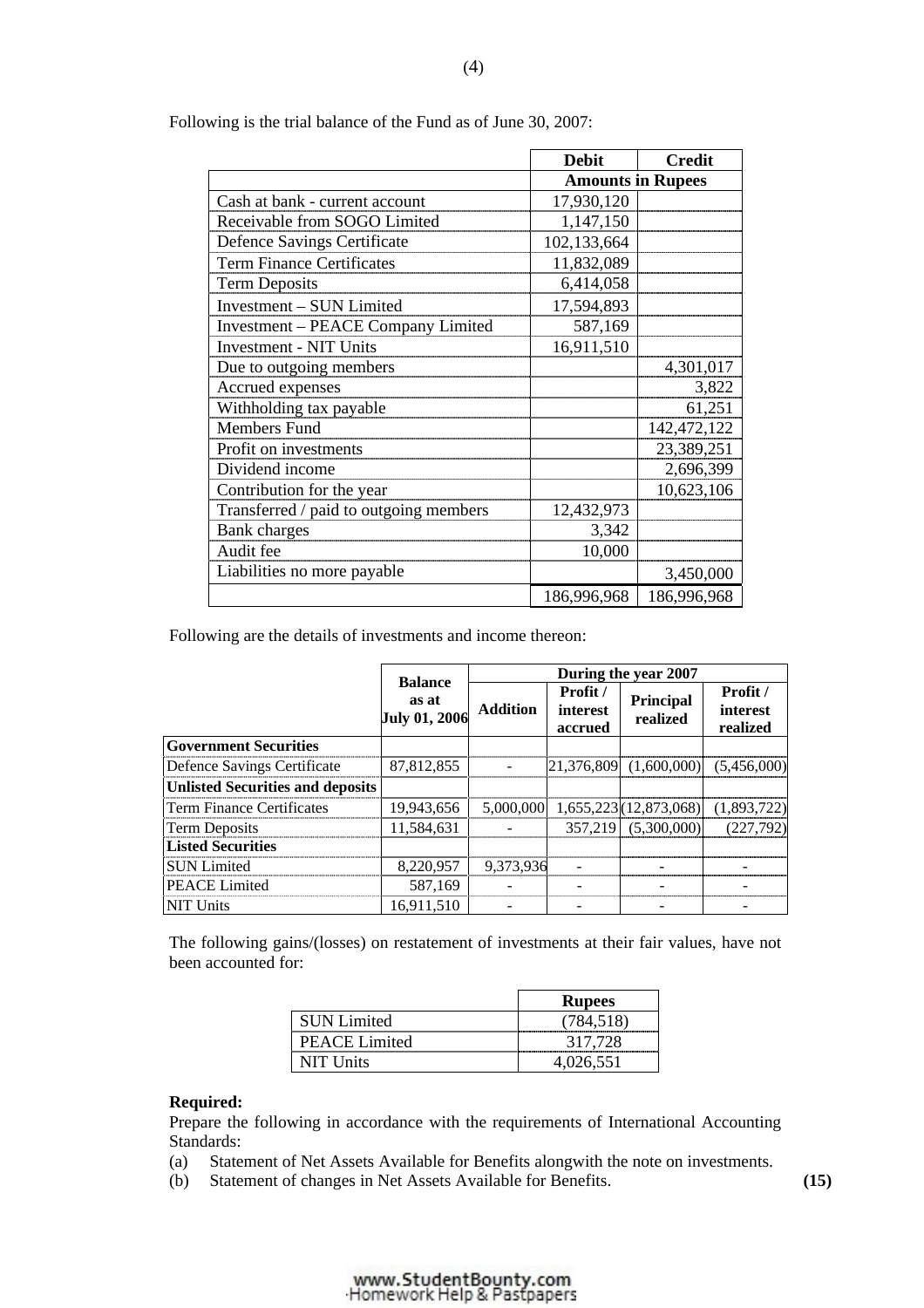Following is the trial balance of the Fund as of June 30, 2007:

| | Debit | Credit |
|---|---|---|
| | Amounts in Rupees | |
| Cash at bank - current account | 17,930,120 | |
| Receivable from SOGO Limited | 1,147,150 | |
| Defence Savings Certificate | 102,133,664 | |
| Term Finance Certificates | 11,832,089 | |
| Term Deposits | 6,414,058 | |
| Investment – SUN Limited | 17,594,893 | |
| Investment – PEACE Company Limited | 587,169 | |
| Investment - NIT Units | 16,911,510 | |
| Due to outgoing members | | 4,301,017 |
| Accrued expenses | | 3,822 |
| Withholding tax payable | | 61,251 |
| Members Fund | | 142,472,122 |
| Profit on investments | | 23,389,251 |
| Dividend income | | 2,696,399 |
| Contribution for the year | | 10,623,106 |
| Transferred / paid to outgoing members | 12,432,973 | |
| Bank charges | 3,342 | |
| Audit fee | 10,000 | |
| Liabilities no more payable | | 3,450,000 |
| | 186,996,968 | 186,996,968 |

Following are the details of investments and income thereon:

| | Balance as at July 01, 2006 | During the year 2007 | | | |
|---|---|---|---|---|---|
| | | Addition | Profit / interest accrued | Principal realized | Profit / interest realized |
| **Government Securities** | | | | | |
| Defence Savings Certificate | 87,812,855 | - | 21,376,809 | (1,600,000) | (5,456,000) |
| **Unlisted Securities and deposits** | | | | | |
| Term Finance Certificates | 19,943,656 | 5,000,000 | 1,655,223 | (12,873,068) | (1,893,722) |
| Term Deposits | 11,584,631 | - | 357,219 | (5,300,000) | (227,792) |
| **Listed Securities** | | | | | |
| SUN Limited | 8,220,957 | 9,373,936 | - | - | - |
| PEACE Limited | 587,169 | - | - | - | - |
| NIT Units | 16,911,510 | - | - | - | - |

The following gains/(losses) on restatement of investments at their fair values, have not been accounted for:

| | Rupees |
|---|---|
| SUN Limited | (784,518) |
| PEACE Limited | 317,728 |
| NIT Units | 4,026,551 |

**Required:**

Prepare the following in accordance with the requirements of International Accounting Standards:

(a) Statement of Net Assets Available for Benefits alongwith the note on investments.

(b) Statement of changes in Net Assets Available for Benefits. **(15)**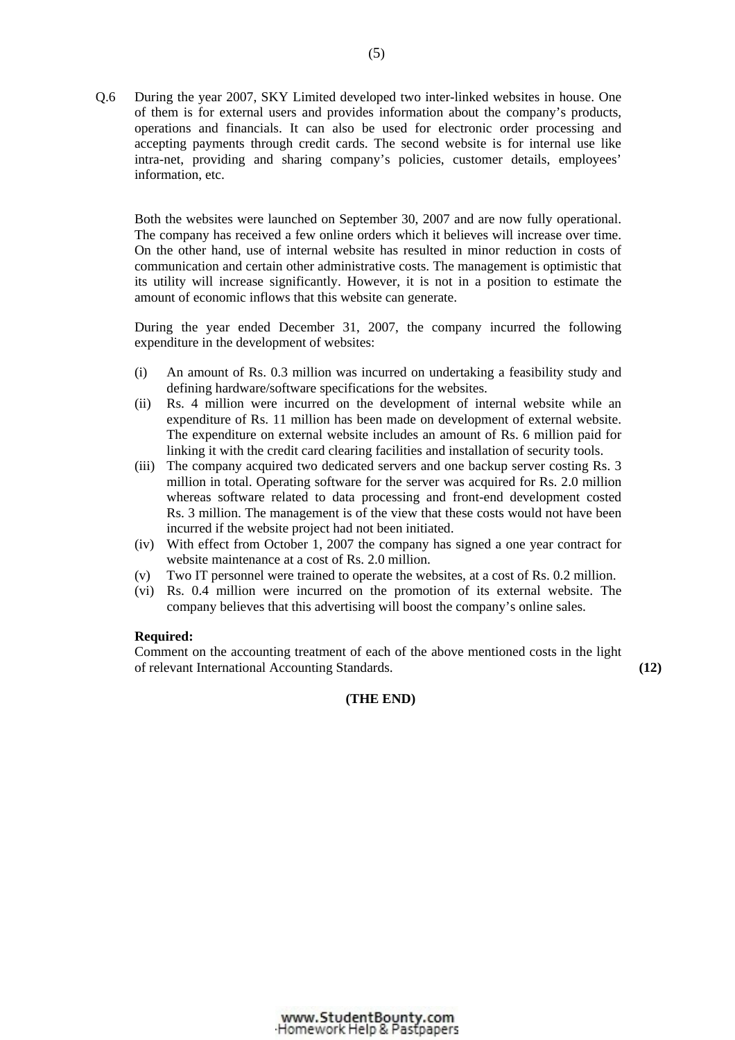Q.6 During the year 2007, SKY Limited developed two inter-linked websites in house. One of them is for external users and provides information about the company's products, operations and financials. It can also be used for electronic order processing and accepting payments through credit cards. The second website is for internal use like intra-net, providing and sharing company's policies, customer details, employees' information, etc.

Both the websites were launched on September 30, 2007 and are now fully operational. The company has received a few online orders which it believes will increase over time. On the other hand, use of internal website has resulted in minor reduction in costs of communication and certain other administrative costs. The management is optimistic that its utility will increase significantly. However, it is not in a position to estimate the amount of economic inflows that this website can generate.

During the year ended December 31, 2007, the company incurred the following expenditure in the development of websites:

(i) An amount of Rs. 0.3 million was incurred on undertaking a feasibility study and defining hardware/software specifications for the websites.

(ii) Rs. 4 million were incurred on the development of internal website while an expenditure of Rs. 11 million has been made on development of external website. The expenditure on external website includes an amount of Rs. 6 million paid for linking it with the credit card clearing facilities and installation of security tools.

(iii) The company acquired two dedicated servers and one backup server costing Rs. 3 million in total. Operating software for the server was acquired for Rs. 2.0 million whereas software related to data processing and front-end development costed Rs. 3 million. The management is of the view that these costs would not have been incurred if the website project had not been initiated.

(iv) With effect from October 1, 2007 the company has signed a one year contract for website maintenance at a cost of Rs. 2.0 million.

(v) Two IT personnel were trained to operate the websites, at a cost of Rs. 0.2 million.

(vi) Rs. 0.4 million were incurred on the promotion of its external website. The company believes that this advertising will boost the company's online sales.

**Required:**

Comment on the accounting treatment of each of the above mentioned costs in the light of relevant International Accounting Standards. **(12)**

**(THE END)**